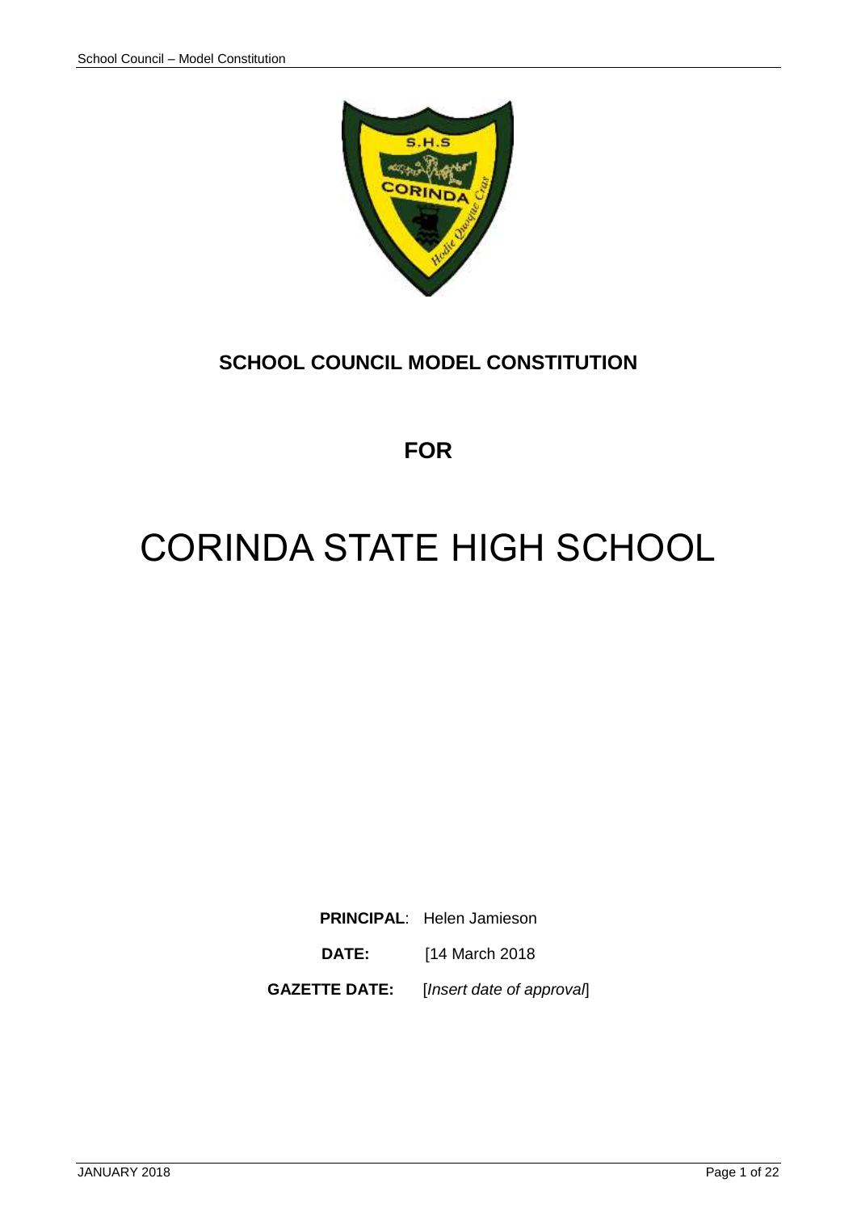# SCHOOL COUNCIL MODEL CONSTITUTION

## FOR

# CORINDA STATE HIGH SCHOOL

**PRINCIPAL**: Helen Jamieson

**DATE:** [14 March 2018

**GAZETTE DATE:** [*Insert date of approval*]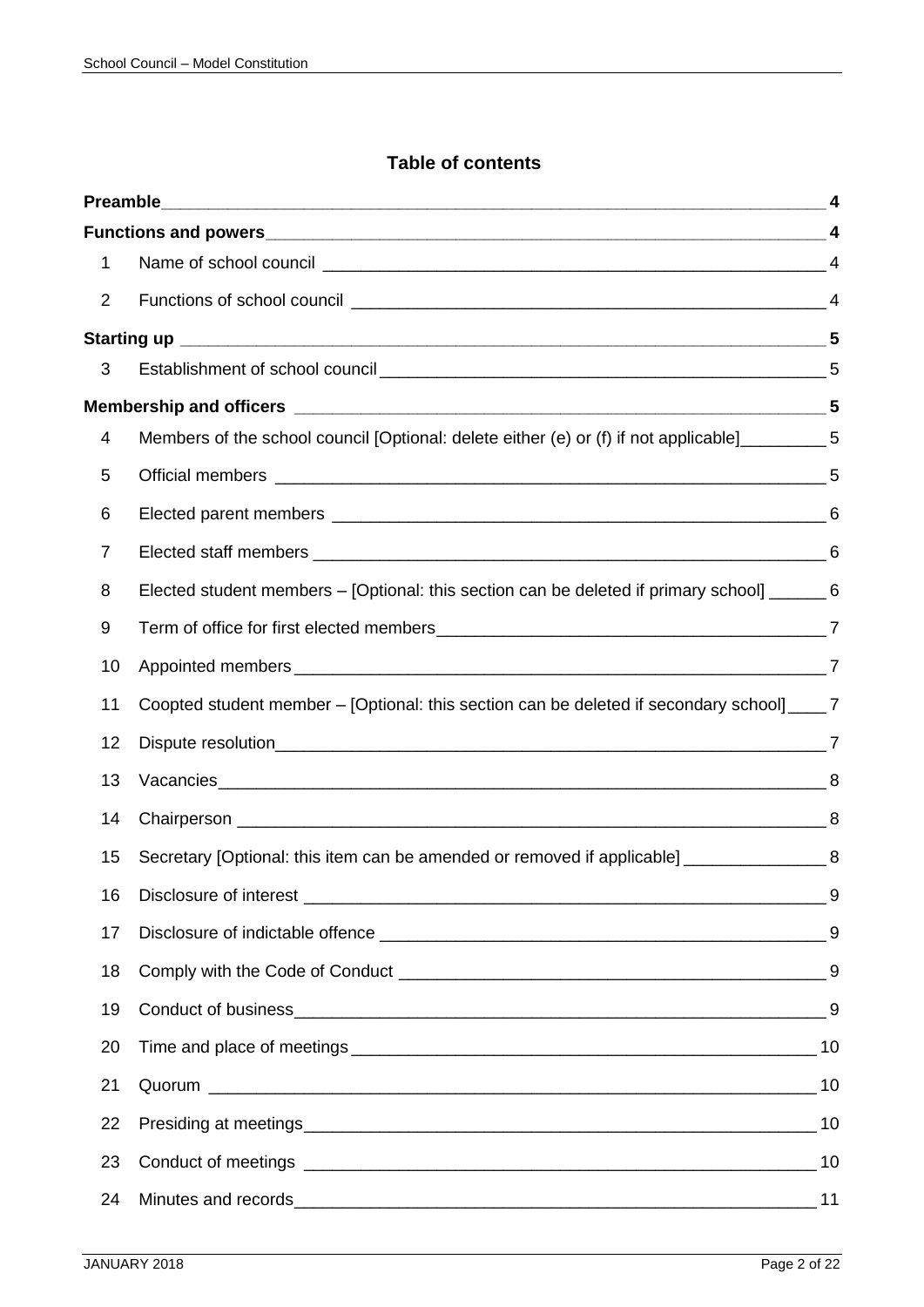## Table of contents

| | | |
|---|---|---|
| **Preamble** | | **4** |
| **Functions and powers** | | **4** |
| 1 | Name of school council | 4 |
| 2 | Functions of school council | 4 |
| **Starting up** | | **5** |
| 3 | Establishment of school council | 5 |
| **Membership and officers** | | **5** |
| 4 | Members of the school council [Optional: delete either (e) or (f) if not applicable] | 5 |
| 5 | Official members | 5 |
| 6 | Elected parent members | 6 |
| 7 | Elected staff members | 6 |
| 8 | Elected student members – [Optional: this section can be deleted if primary school] | 6 |
| 9 | Term of office for first elected members | 7 |
| 10 | Appointed members | 7 |
| 11 | Coopted student member – [Optional: this section can be deleted if secondary school] | 7 |
| 12 | Dispute resolution | 7 |
| 13 | Vacancies | 8 |
| 14 | Chairperson | 8 |
| 15 | Secretary [Optional: this item can be amended or removed if applicable] | 8 |
| 16 | Disclosure of interest | 9 |
| 17 | Disclosure of indictable offence | 9 |
| 18 | Comply with the Code of Conduct | 9 |
| 19 | Conduct of business | 9 |
| 20 | Time and place of meetings | 10 |
| 21 | Quorum | 10 |
| 22 | Presiding at meetings | 10 |
| 23 | Conduct of meetings | 10 |
| 24 | Minutes and records | 11 |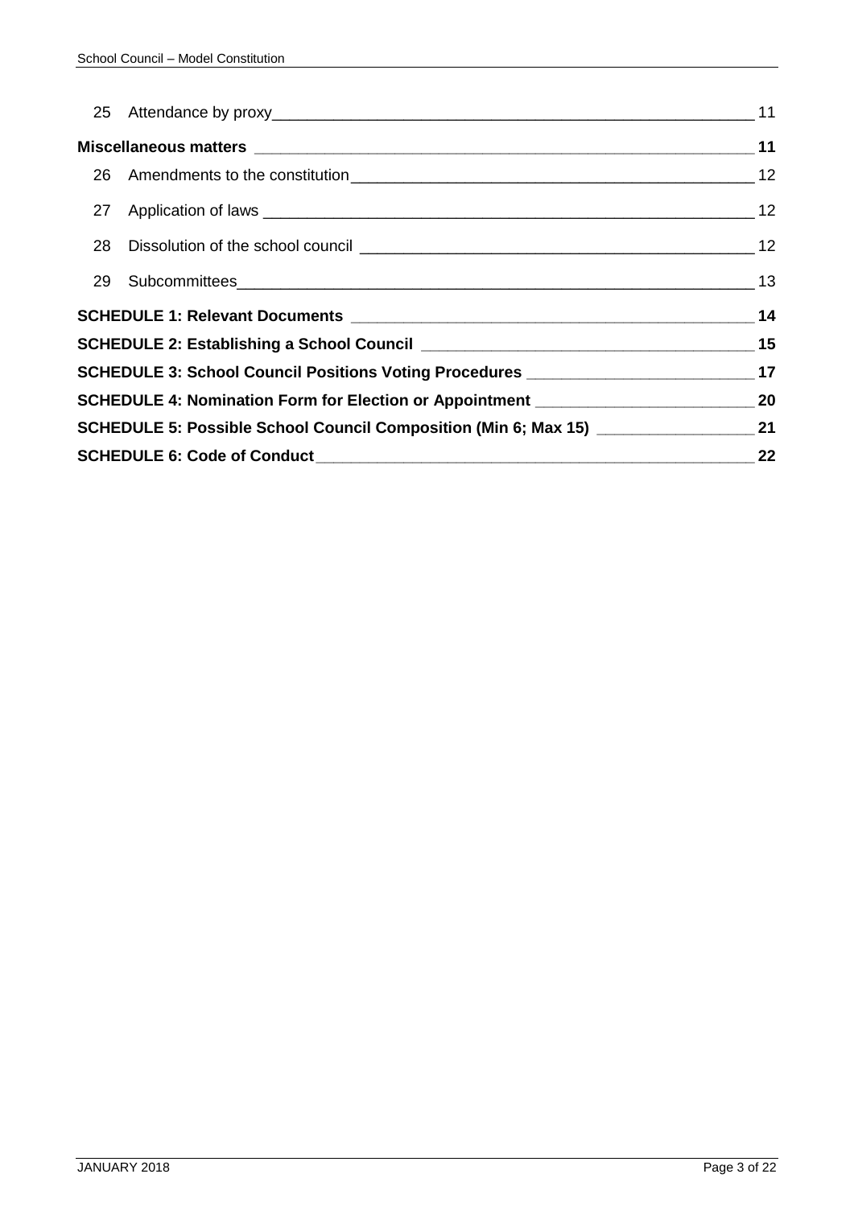| | | |
|---|---|---|
| 25 | Attendance by proxy | 11 |
| **Miscellaneous matters** | | **11** |
| 26 | Amendments to the constitution | 12 |
| 27 | Application of laws | 12 |
| 28 | Dissolution of the school council | 12 |
| 29 | Subcommittees | 13 |
| **SCHEDULE 1: Relevant Documents** | | **14** |
| **SCHEDULE 2: Establishing a School Council** | | **15** |
| **SCHEDULE 3: School Council Positions Voting Procedures** | | **17** |
| **SCHEDULE 4: Nomination Form for Election or Appointment** | | **20** |
| **SCHEDULE 5: Possible School Council Composition (Min 6; Max 15)** | | **21** |
| **SCHEDULE 6: Code of Conduct** | | **22** |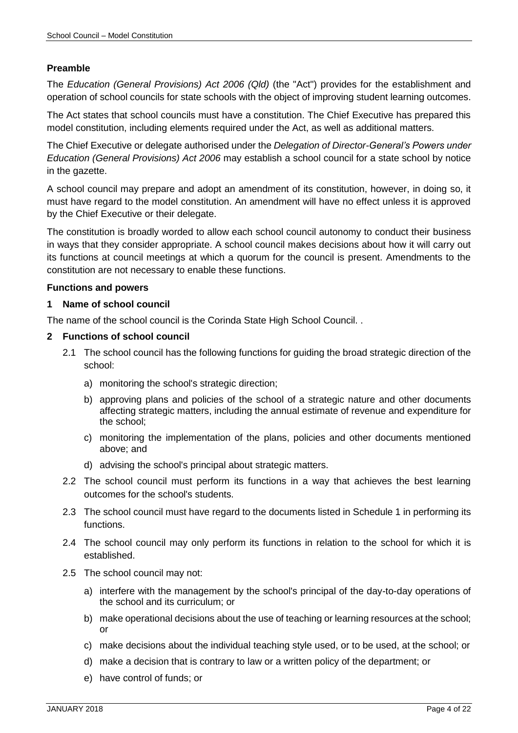### Preamble

The *Education (General Provisions) Act 2006 (Qld)* (the "Act") provides for the establishment and operation of school councils for state schools with the object of improving student learning outcomes.

The Act states that school councils must have a constitution. The Chief Executive has prepared this model constitution, including elements required under the Act, as well as additional matters.

The Chief Executive or delegate authorised under the *Delegation of Director-General's Powers under Education (General Provisions) Act 2006* may establish a school council for a state school by notice in the gazette.

A school council may prepare and adopt an amendment of its constitution, however, in doing so, it must have regard to the model constitution. An amendment will have no effect unless it is approved by the Chief Executive or their delegate.

The constitution is broadly worded to allow each school council autonomy to conduct their business in ways that they consider appropriate. A school council makes decisions about how it will carry out its functions at council meetings at which a quorum for the council is present. Amendments to the constitution are not necessary to enable these functions.

### Functions and powers

#### 1 Name of school council

The name of the school council is the Corinda State High School Council. .

#### 2 Functions of school council

2.1 The school council has the following functions for guiding the broad strategic direction of the school:

a) monitoring the school's strategic direction;

b) approving plans and policies of the school of a strategic nature and other documents affecting strategic matters, including the annual estimate of revenue and expenditure for the school;

c) monitoring the implementation of the plans, policies and other documents mentioned above; and

d) advising the school's principal about strategic matters.

2.2 The school council must perform its functions in a way that achieves the best learning outcomes for the school's students.

2.3 The school council must have regard to the documents listed in Schedule 1 in performing its functions.

2.4 The school council may only perform its functions in relation to the school for which it is established.

2.5 The school council may not:

a) interfere with the management by the school's principal of the day-to-day operations of the school and its curriculum; or

b) make operational decisions about the use of teaching or learning resources at the school; or

c) make decisions about the individual teaching style used, or to be used, at the school; or

d) make a decision that is contrary to law or a written policy of the department; or

e) have control of funds; or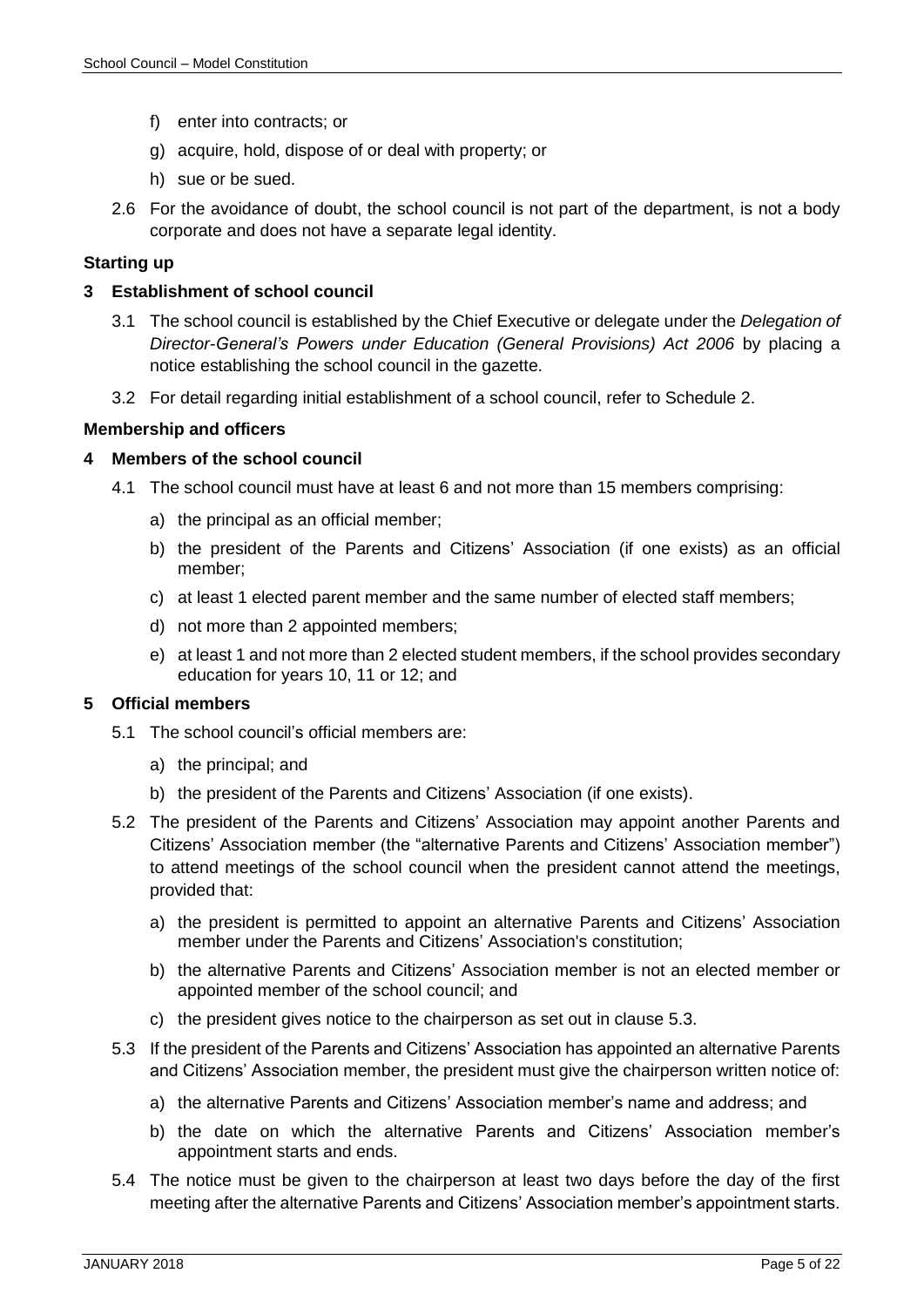f) enter into contracts; or

g) acquire, hold, dispose of or deal with property; or

h) sue or be sued.

2.6 For the avoidance of doubt, the school council is not part of the department, is not a body corporate and does not have a separate legal identity.

**Starting up**

**3 Establishment of school council**

3.1 The school council is established by the Chief Executive or delegate under the *Delegation of Director-General's Powers under Education (General Provisions) Act 2006* by placing a notice establishing the school council in the gazette.

3.2 For detail regarding initial establishment of a school council, refer to Schedule 2.

**Membership and officers**

**4 Members of the school council**

4.1 The school council must have at least 6 and not more than 15 members comprising:

a) the principal as an official member;

b) the president of the Parents and Citizens' Association (if one exists) as an official member;

c) at least 1 elected parent member and the same number of elected staff members;

d) not more than 2 appointed members;

e) at least 1 and not more than 2 elected student members, if the school provides secondary education for years 10, 11 or 12; and

**5 Official members**

5.1 The school council's official members are:

a) the principal; and

b) the president of the Parents and Citizens' Association (if one exists).

5.2 The president of the Parents and Citizens' Association may appoint another Parents and Citizens' Association member (the "alternative Parents and Citizens' Association member") to attend meetings of the school council when the president cannot attend the meetings, provided that:

a) the president is permitted to appoint an alternative Parents and Citizens' Association member under the Parents and Citizens' Association's constitution;

b) the alternative Parents and Citizens' Association member is not an elected member or appointed member of the school council; and

c) the president gives notice to the chairperson as set out in clause 5.3.

5.3 If the president of the Parents and Citizens' Association has appointed an alternative Parents and Citizens' Association member, the president must give the chairperson written notice of:

a) the alternative Parents and Citizens' Association member's name and address; and

b) the date on which the alternative Parents and Citizens' Association member's appointment starts and ends.

5.4 The notice must be given to the chairperson at least two days before the day of the first meeting after the alternative Parents and Citizens' Association member's appointment starts.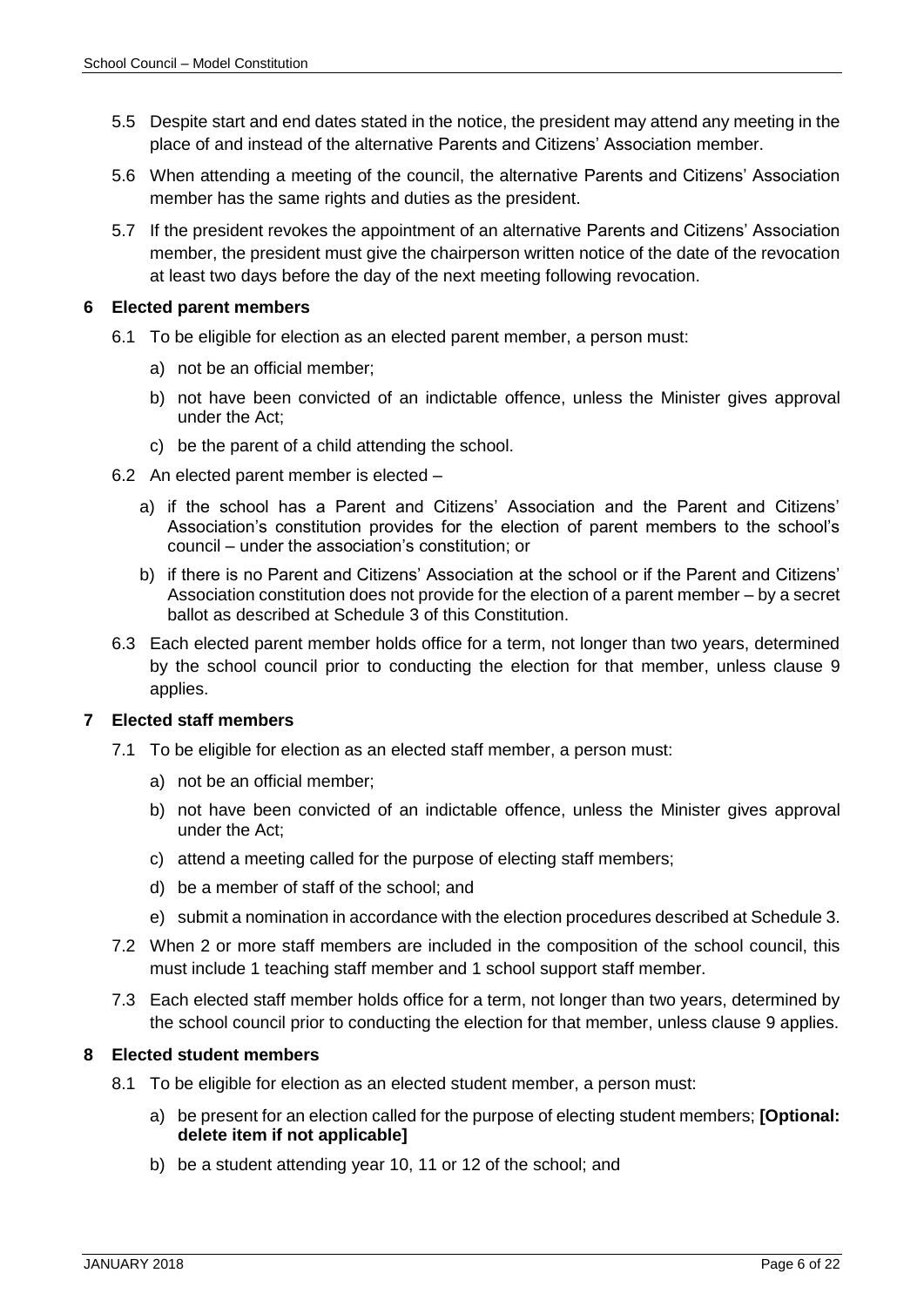5.5 Despite start and end dates stated in the notice, the president may attend any meeting in the place of and instead of the alternative Parents and Citizens' Association member.

5.6 When attending a meeting of the council, the alternative Parents and Citizens' Association member has the same rights and duties as the president.

5.7 If the president revokes the appointment of an alternative Parents and Citizens' Association member, the president must give the chairperson written notice of the date of the revocation at least two days before the day of the next meeting following revocation.

## 6 Elected parent members

6.1 To be eligible for election as an elected parent member, a person must:

- a) not be an official member;
- b) not have been convicted of an indictable offence, unless the Minister gives approval under the Act;
- c) be the parent of a child attending the school.

6.2 An elected parent member is elected –

- a) if the school has a Parent and Citizens' Association and the Parent and Citizens' Association's constitution provides for the election of parent members to the school's council – under the association's constitution; or
- b) if there is no Parent and Citizens' Association at the school or if the Parent and Citizens' Association constitution does not provide for the election of a parent member – by a secret ballot as described at Schedule 3 of this Constitution.

6.3 Each elected parent member holds office for a term, not longer than two years, determined by the school council prior to conducting the election for that member, unless clause 9 applies.

## 7 Elected staff members

7.1 To be eligible for election as an elected staff member, a person must:

- a) not be an official member;
- b) not have been convicted of an indictable offence, unless the Minister gives approval under the Act;
- c) attend a meeting called for the purpose of electing staff members;
- d) be a member of staff of the school; and
- e) submit a nomination in accordance with the election procedures described at Schedule 3.

7.2 When 2 or more staff members are included in the composition of the school council, this must include 1 teaching staff member and 1 school support staff member.

7.3 Each elected staff member holds office for a term, not longer than two years, determined by the school council prior to conducting the election for that member, unless clause 9 applies.

## 8 Elected student members

8.1 To be eligible for election as an elected student member, a person must:

- a) be present for an election called for the purpose of electing student members; **[Optional: delete item if not applicable]**
- b) be a student attending year 10, 11 or 12 of the school; and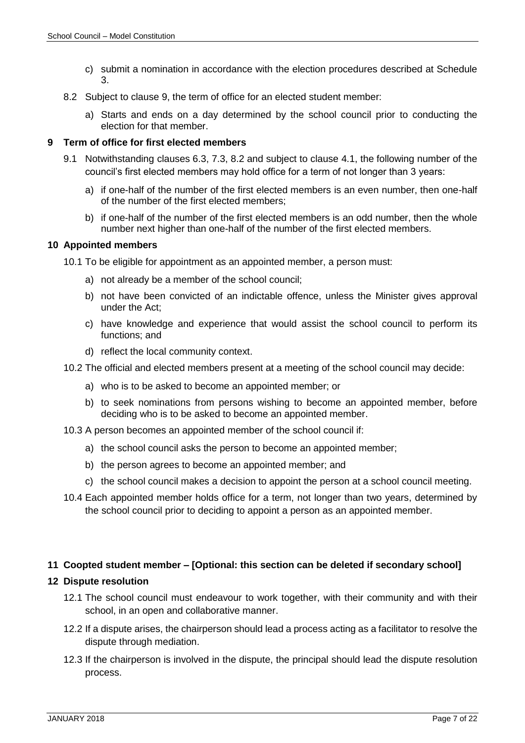c) submit a nomination in accordance with the election procedures described at Schedule 3.

8.2 Subject to clause 9, the term of office for an elected student member:

a) Starts and ends on a day determined by the school council prior to conducting the election for that member.

## 9 Term of office for first elected members

9.1 Notwithstanding clauses 6.3, 7.3, 8.2 and subject to clause 4.1, the following number of the council's first elected members may hold office for a term of not longer than 3 years:

a) if one-half of the number of the first elected members is an even number, then one-half of the number of the first elected members;

b) if one-half of the number of the first elected members is an odd number, then the whole number next higher than one-half of the number of the first elected members.

## 10 Appointed members

10.1 To be eligible for appointment as an appointed member, a person must:

a) not already be a member of the school council;

b) not have been convicted of an indictable offence, unless the Minister gives approval under the Act;

c) have knowledge and experience that would assist the school council to perform its functions; and

d) reflect the local community context.

10.2 The official and elected members present at a meeting of the school council may decide:

a) who is to be asked to become an appointed member; or

b) to seek nominations from persons wishing to become an appointed member, before deciding who is to be asked to become an appointed member.

10.3 A person becomes an appointed member of the school council if:

a) the school council asks the person to become an appointed member;

b) the person agrees to become an appointed member; and

c) the school council makes a decision to appoint the person at a school council meeting.

10.4 Each appointed member holds office for a term, not longer than two years, determined by the school council prior to deciding to appoint a person as an appointed member.

## 11 Coopted student member – [Optional: this section can be deleted if secondary school]

## 12 Dispute resolution

12.1 The school council must endeavour to work together, with their community and with their school, in an open and collaborative manner.

12.2 If a dispute arises, the chairperson should lead a process acting as a facilitator to resolve the dispute through mediation.

12.3 If the chairperson is involved in the dispute, the principal should lead the dispute resolution process.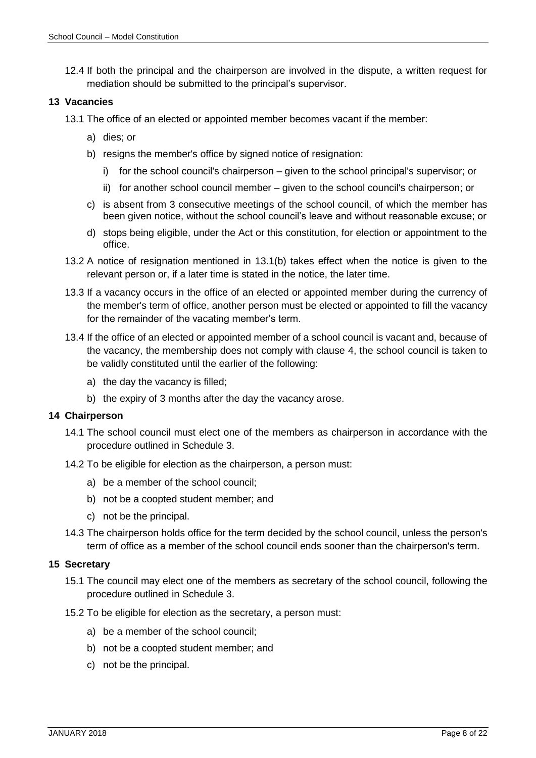12.4 If both the principal and the chairperson are involved in the dispute, a written request for mediation should be submitted to the principal's supervisor.

## 13 Vacancies

13.1 The office of an elected or appointed member becomes vacant if the member:

a) dies; or

b) resigns the member's office by signed notice of resignation:

  i) for the school council's chairperson – given to the school principal's supervisor; or

  ii) for another school council member – given to the school council's chairperson; or

c) is absent from 3 consecutive meetings of the school council, of which the member has been given notice, without the school council's leave and without reasonable excuse; or

d) stops being eligible, under the Act or this constitution, for election or appointment to the office.

13.2 A notice of resignation mentioned in 13.1(b) takes effect when the notice is given to the relevant person or, if a later time is stated in the notice, the later time.

13.3 If a vacancy occurs in the office of an elected or appointed member during the currency of the member's term of office, another person must be elected or appointed to fill the vacancy for the remainder of the vacating member's term.

13.4 If the office of an elected or appointed member of a school council is vacant and, because of the vacancy, the membership does not comply with clause 4, the school council is taken to be validly constituted until the earlier of the following:

a) the day the vacancy is filled;

b) the expiry of 3 months after the day the vacancy arose.

## 14 Chairperson

14.1 The school council must elect one of the members as chairperson in accordance with the procedure outlined in Schedule 3.

14.2 To be eligible for election as the chairperson, a person must:

a) be a member of the school council;

b) not be a coopted student member; and

c) not be the principal.

14.3 The chairperson holds office for the term decided by the school council, unless the person's term of office as a member of the school council ends sooner than the chairperson's term.

## 15 Secretary

15.1 The council may elect one of the members as secretary of the school council, following the procedure outlined in Schedule 3.

15.2 To be eligible for election as the secretary, a person must:

a) be a member of the school council;

b) not be a coopted student member; and

c) not be the principal.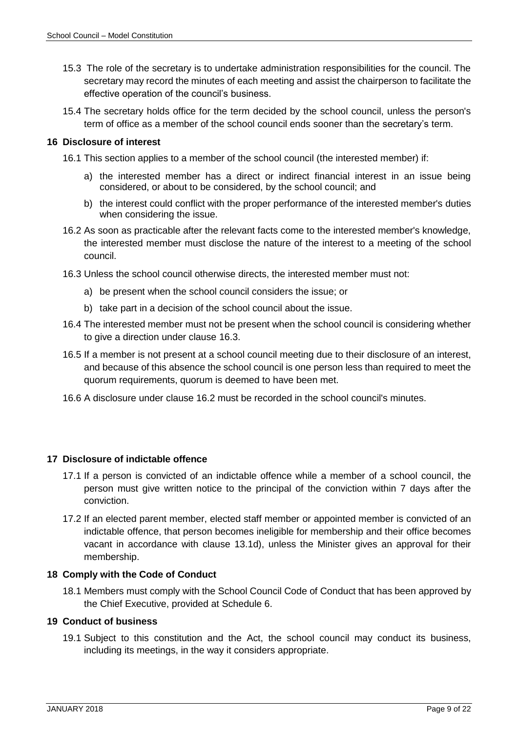15.3 The role of the secretary is to undertake administration responsibilities for the council. The secretary may record the minutes of each meeting and assist the chairperson to facilitate the effective operation of the council's business.

15.4 The secretary holds office for the term decided by the school council, unless the person's term of office as a member of the school council ends sooner than the secretary's term.

## 16 Disclosure of interest

16.1 This section applies to a member of the school council (the interested member) if:

a) the interested member has a direct or indirect financial interest in an issue being considered, or about to be considered, by the school council; and

b) the interest could conflict with the proper performance of the interested member's duties when considering the issue.

16.2 As soon as practicable after the relevant facts come to the interested member's knowledge, the interested member must disclose the nature of the interest to a meeting of the school council.

16.3 Unless the school council otherwise directs, the interested member must not:

a) be present when the school council considers the issue; or

b) take part in a decision of the school council about the issue.

16.4 The interested member must not be present when the school council is considering whether to give a direction under clause 16.3.

16.5 If a member is not present at a school council meeting due to their disclosure of an interest, and because of this absence the school council is one person less than required to meet the quorum requirements, quorum is deemed to have been met.

16.6 A disclosure under clause 16.2 must be recorded in the school council's minutes.

## 17 Disclosure of indictable offence

17.1 If a person is convicted of an indictable offence while a member of a school council, the person must give written notice to the principal of the conviction within 7 days after the conviction.

17.2 If an elected parent member, elected staff member or appointed member is convicted of an indictable offence, that person becomes ineligible for membership and their office becomes vacant in accordance with clause 13.1d), unless the Minister gives an approval for their membership.

## 18 Comply with the Code of Conduct

18.1 Members must comply with the School Council Code of Conduct that has been approved by the Chief Executive, provided at Schedule 6.

## 19 Conduct of business

19.1 Subject to this constitution and the Act, the school council may conduct its business, including its meetings, in the way it considers appropriate.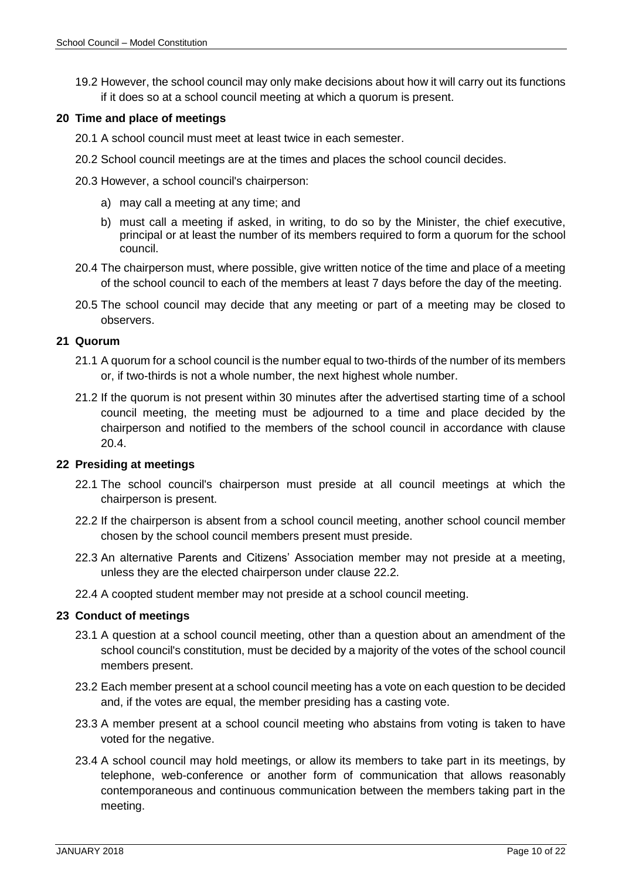19.2 However, the school council may only make decisions about how it will carry out its functions if it does so at a school council meeting at which a quorum is present.

## 20 Time and place of meetings

20.1 A school council must meet at least twice in each semester.

20.2 School council meetings are at the times and places the school council decides.

20.3 However, a school council's chairperson:

a) may call a meeting at any time; and

b) must call a meeting if asked, in writing, to do so by the Minister, the chief executive, principal or at least the number of its members required to form a quorum for the school council.

20.4 The chairperson must, where possible, give written notice of the time and place of a meeting of the school council to each of the members at least 7 days before the day of the meeting.

20.5 The school council may decide that any meeting or part of a meeting may be closed to observers.

## 21 Quorum

21.1 A quorum for a school council is the number equal to two-thirds of the number of its members or, if two-thirds is not a whole number, the next highest whole number.

21.2 If the quorum is not present within 30 minutes after the advertised starting time of a school council meeting, the meeting must be adjourned to a time and place decided by the chairperson and notified to the members of the school council in accordance with clause 20.4.

## 22 Presiding at meetings

22.1 The school council's chairperson must preside at all council meetings at which the chairperson is present.

22.2 If the chairperson is absent from a school council meeting, another school council member chosen by the school council members present must preside.

22.3 An alternative Parents and Citizens' Association member may not preside at a meeting, unless they are the elected chairperson under clause 22.2.

22.4 A coopted student member may not preside at a school council meeting.

## 23 Conduct of meetings

23.1 A question at a school council meeting, other than a question about an amendment of the school council's constitution, must be decided by a majority of the votes of the school council members present.

23.2 Each member present at a school council meeting has a vote on each question to be decided and, if the votes are equal, the member presiding has a casting vote.

23.3 A member present at a school council meeting who abstains from voting is taken to have voted for the negative.

23.4 A school council may hold meetings, or allow its members to take part in its meetings, by telephone, web-conference or another form of communication that allows reasonably contemporaneous and continuous communication between the members taking part in the meeting.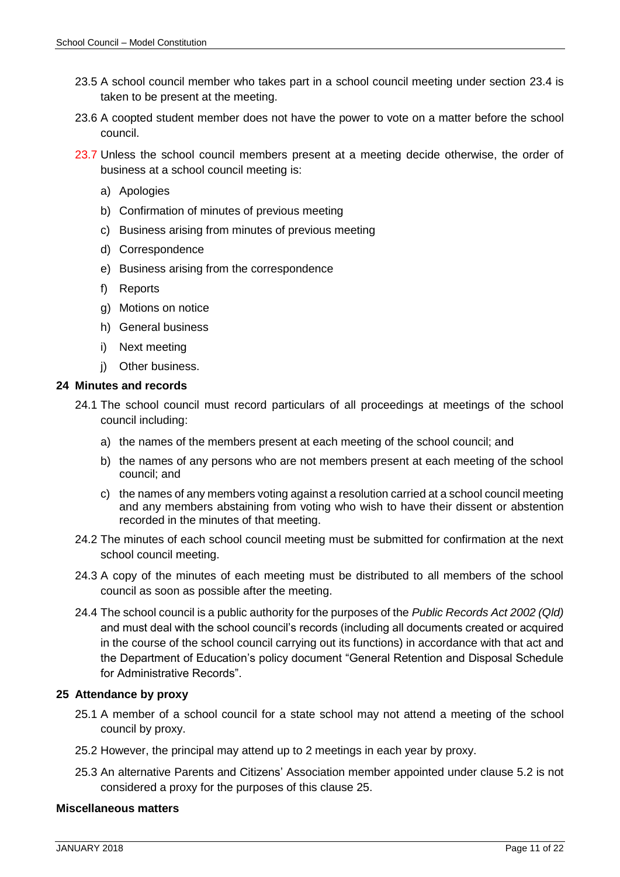23.5 A school council member who takes part in a school council meeting under section 23.4 is taken to be present at the meeting.

23.6 A coopted student member does not have the power to vote on a matter before the school council.

23.7 Unless the school council members present at a meeting decide otherwise, the order of business at a school council meeting is:

a) Apologies
b) Confirmation of minutes of previous meeting
c) Business arising from minutes of previous meeting
d) Correspondence
e) Business arising from the correspondence
f) Reports
g) Motions on notice
h) General business
i) Next meeting
j) Other business.

## 24 Minutes and records

24.1 The school council must record particulars of all proceedings at meetings of the school council including:

a) the names of the members present at each meeting of the school council; and
b) the names of any persons who are not members present at each meeting of the school council; and
c) the names of any members voting against a resolution carried at a school council meeting and any members abstaining from voting who wish to have their dissent or abstention recorded in the minutes of that meeting.

24.2 The minutes of each school council meeting must be submitted for confirmation at the next school council meeting.

24.3 A copy of the minutes of each meeting must be distributed to all members of the school council as soon as possible after the meeting.

24.4 The school council is a public authority for the purposes of the *Public Records Act 2002 (Qld)* and must deal with the school council's records (including all documents created or acquired in the course of the school council carrying out its functions) in accordance with that act and the Department of Education's policy document "General Retention and Disposal Schedule for Administrative Records".

## 25 Attendance by proxy

25.1 A member of a school council for a state school may not attend a meeting of the school council by proxy.

25.2 However, the principal may attend up to 2 meetings in each year by proxy.

25.3 An alternative Parents and Citizens' Association member appointed under clause 5.2 is not considered a proxy for the purposes of this clause 25.

**Miscellaneous matters**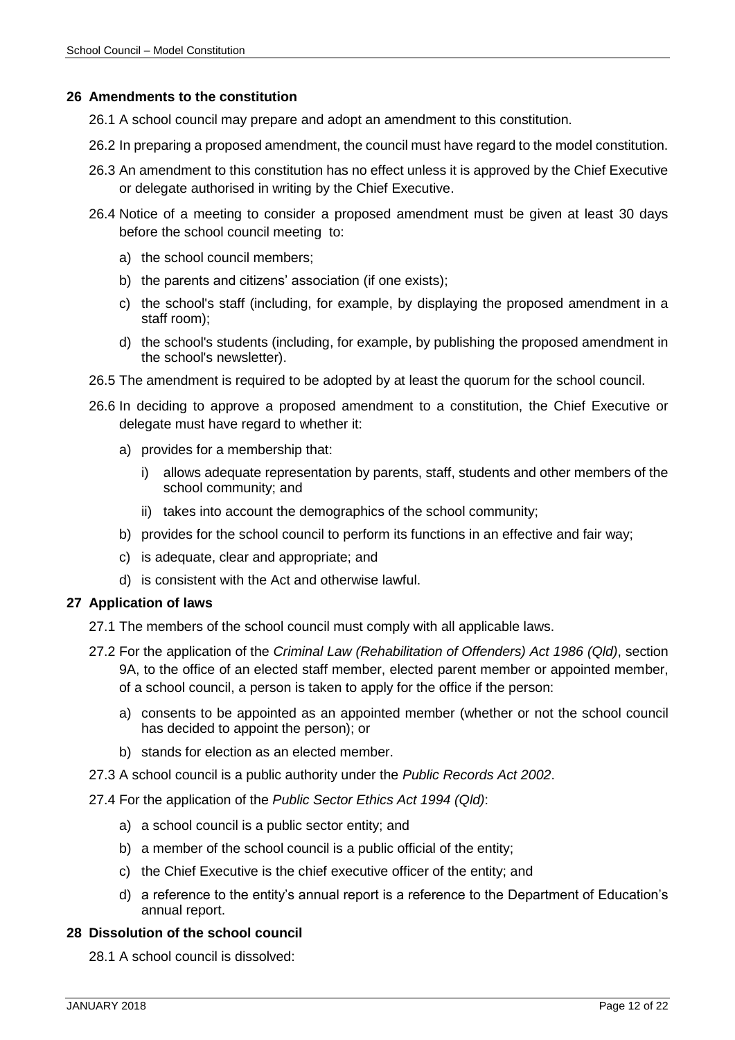## 26 Amendments to the constitution

26.1 A school council may prepare and adopt an amendment to this constitution.

26.2 In preparing a proposed amendment, the council must have regard to the model constitution.

26.3 An amendment to this constitution has no effect unless it is approved by the Chief Executive or delegate authorised in writing by the Chief Executive.

26.4 Notice of a meeting to consider a proposed amendment must be given at least 30 days before the school council meeting to:

- a) the school council members;
- b) the parents and citizens' association (if one exists);
- c) the school's staff (including, for example, by displaying the proposed amendment in a staff room);
- d) the school's students (including, for example, by publishing the proposed amendment in the school's newsletter).

26.5 The amendment is required to be adopted by at least the quorum for the school council.

26.6 In deciding to approve a proposed amendment to a constitution, the Chief Executive or delegate must have regard to whether it:

- a) provides for a membership that:
  - i) allows adequate representation by parents, staff, students and other members of the school community; and
  - ii) takes into account the demographics of the school community;
- b) provides for the school council to perform its functions in an effective and fair way;
- c) is adequate, clear and appropriate; and
- d) is consistent with the Act and otherwise lawful.

## 27 Application of laws

27.1 The members of the school council must comply with all applicable laws.

27.2 For the application of the *Criminal Law (Rehabilitation of Offenders) Act 1986 (Qld)*, section 9A, to the office of an elected staff member, elected parent member or appointed member, of a school council, a person is taken to apply for the office if the person:

- a) consents to be appointed as an appointed member (whether or not the school council has decided to appoint the person); or
- b) stands for election as an elected member.

27.3 A school council is a public authority under the *Public Records Act 2002*.

27.4 For the application of the *Public Sector Ethics Act 1994 (Qld)*:

- a) a school council is a public sector entity; and
- b) a member of the school council is a public official of the entity;
- c) the Chief Executive is the chief executive officer of the entity; and
- d) a reference to the entity's annual report is a reference to the Department of Education's annual report.

## 28 Dissolution of the school council

28.1 A school council is dissolved: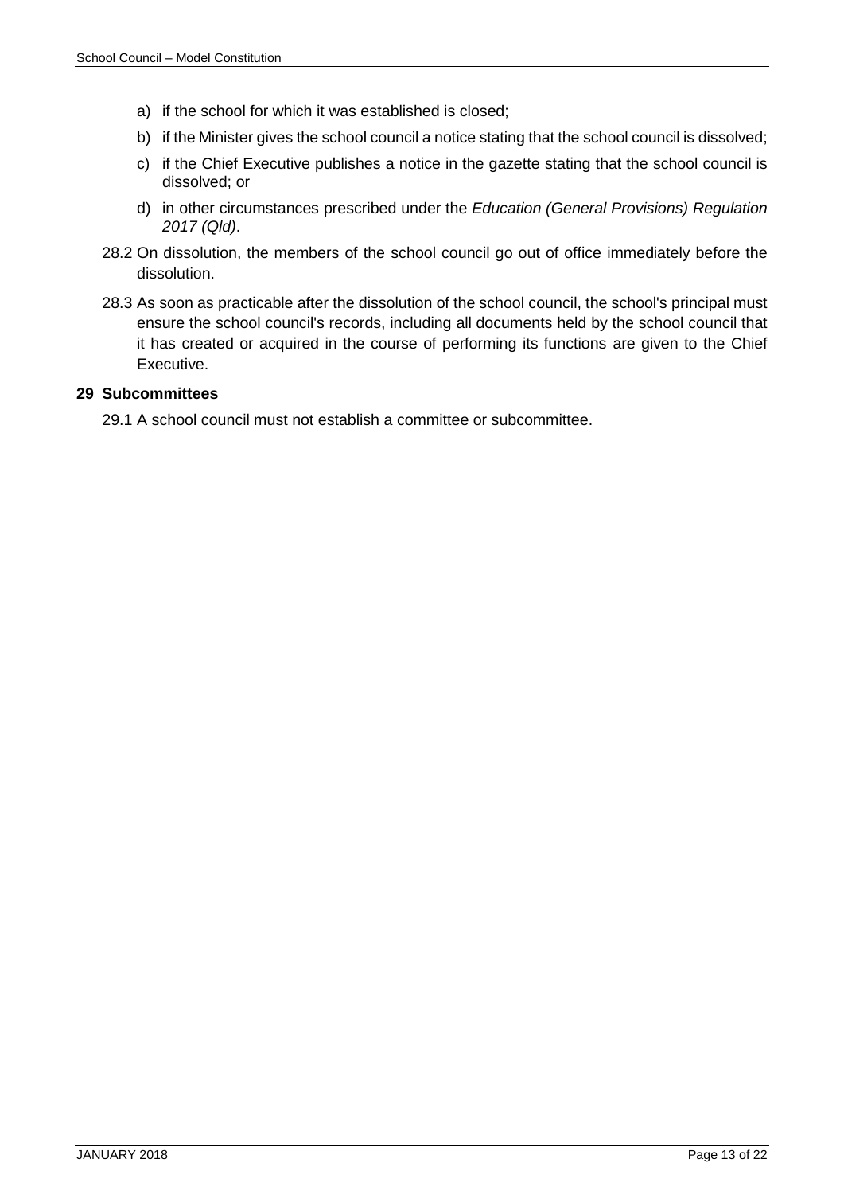a) if the school for which it was established is closed;

b) if the Minister gives the school council a notice stating that the school council is dissolved;

c) if the Chief Executive publishes a notice in the gazette stating that the school council is dissolved; or

d) in other circumstances prescribed under the *Education (General Provisions) Regulation 2017 (Qld)*.

28.2 On dissolution, the members of the school council go out of office immediately before the dissolution.

28.3 As soon as practicable after the dissolution of the school council, the school's principal must ensure the school council's records, including all documents held by the school council that it has created or acquired in the course of performing its functions are given to the Chief Executive.

## 29 Subcommittees

29.1 A school council must not establish a committee or subcommittee.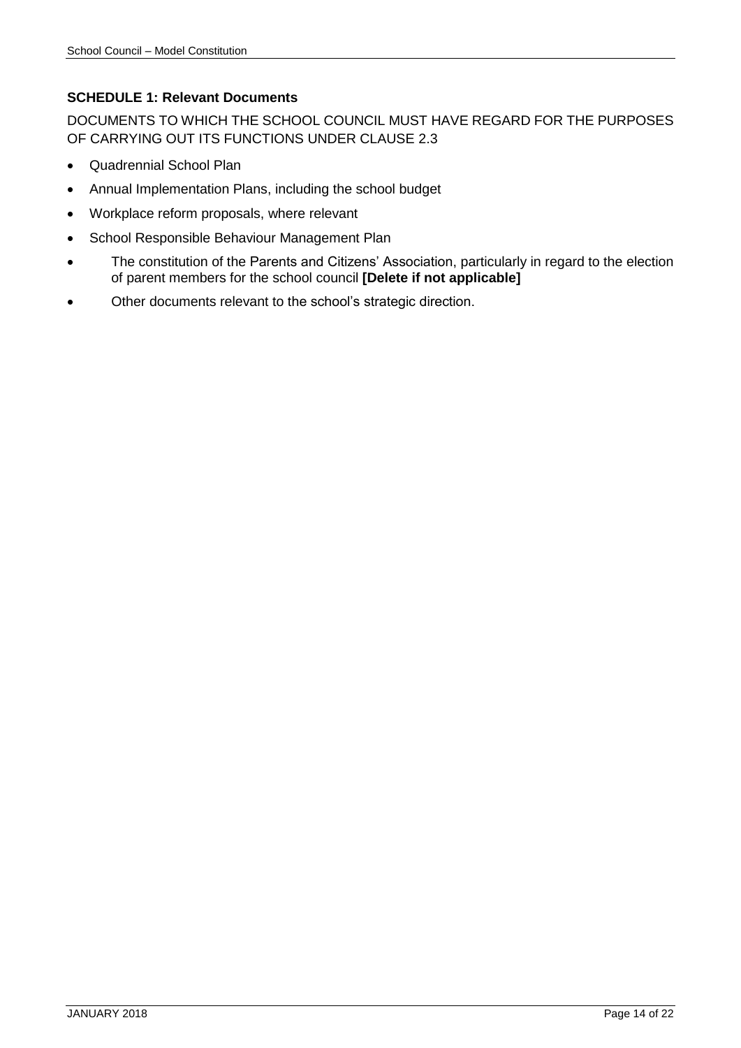### SCHEDULE 1: Relevant Documents

DOCUMENTS TO WHICH THE SCHOOL COUNCIL MUST HAVE REGARD FOR THE PURPOSES OF CARRYING OUT ITS FUNCTIONS UNDER CLAUSE 2.3

- Quadrennial School Plan
- Annual Implementation Plans, including the school budget
- Workplace reform proposals, where relevant
- School Responsible Behaviour Management Plan
- The constitution of the Parents and Citizens' Association, particularly in regard to the election of parent members for the school council **[Delete if not applicable]**
- Other documents relevant to the school's strategic direction.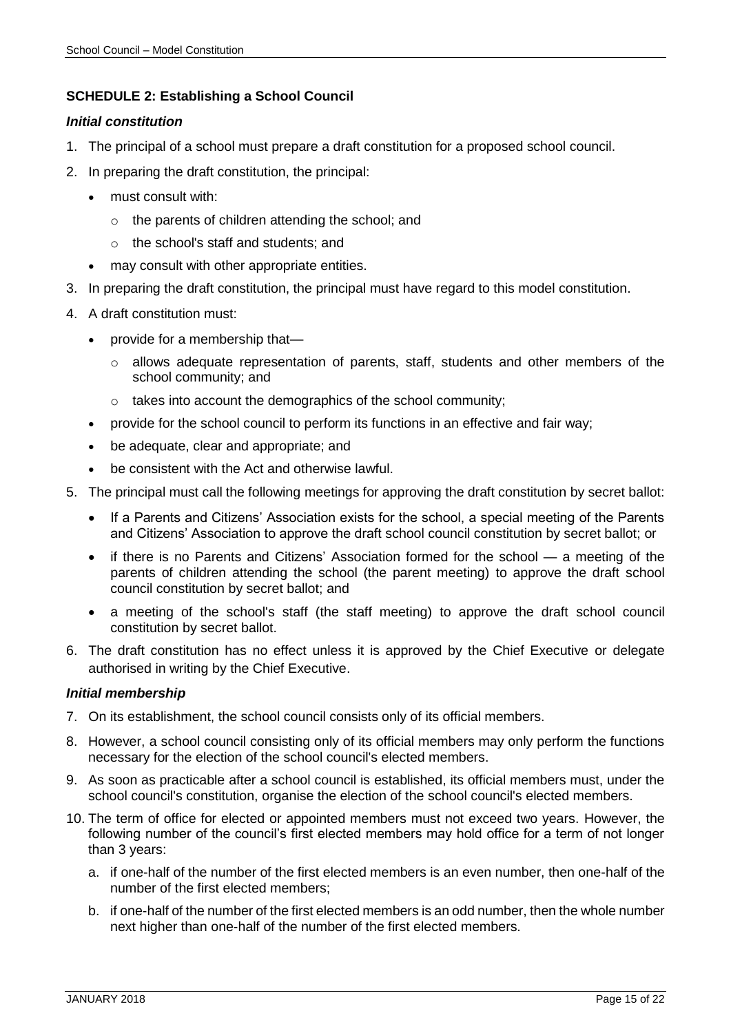## SCHEDULE 2: Establishing a School Council

### *Initial constitution*

1. The principal of a school must prepare a draft constitution for a proposed school council.
2. In preparing the draft constitution, the principal:
   - must consult with:
     - the parents of children attending the school; and
     - the school's staff and students; and
   - may consult with other appropriate entities.
3. In preparing the draft constitution, the principal must have regard to this model constitution.
4. A draft constitution must:
   - provide for a membership that—
     - allows adequate representation of parents, staff, students and other members of the school community; and
     - takes into account the demographics of the school community;
   - provide for the school council to perform its functions in an effective and fair way;
   - be adequate, clear and appropriate; and
   - be consistent with the Act and otherwise lawful.
5. The principal must call the following meetings for approving the draft constitution by secret ballot:
   - If a Parents and Citizens' Association exists for the school, a special meeting of the Parents and Citizens' Association to approve the draft school council constitution by secret ballot; or
   - if there is no Parents and Citizens' Association formed for the school — a meeting of the parents of children attending the school (the parent meeting) to approve the draft school council constitution by secret ballot; and
   - a meeting of the school's staff (the staff meeting) to approve the draft school council constitution by secret ballot.
6. The draft constitution has no effect unless it is approved by the Chief Executive or delegate authorised in writing by the Chief Executive.

### *Initial membership*

7. On its establishment, the school council consists only of its official members.
8. However, a school council consisting only of its official members may only perform the functions necessary for the election of the school council's elected members.
9. As soon as practicable after a school council is established, its official members must, under the school council's constitution, organise the election of the school council's elected members.
10. The term of office for elected or appointed members must not exceed two years. However, the following number of the council's first elected members may hold office for a term of not longer than 3 years:
    a. if one-half of the number of the first elected members is an even number, then one-half of the number of the first elected members;
    b. if one-half of the number of the first elected members is an odd number, then the whole number next higher than one-half of the number of the first elected members.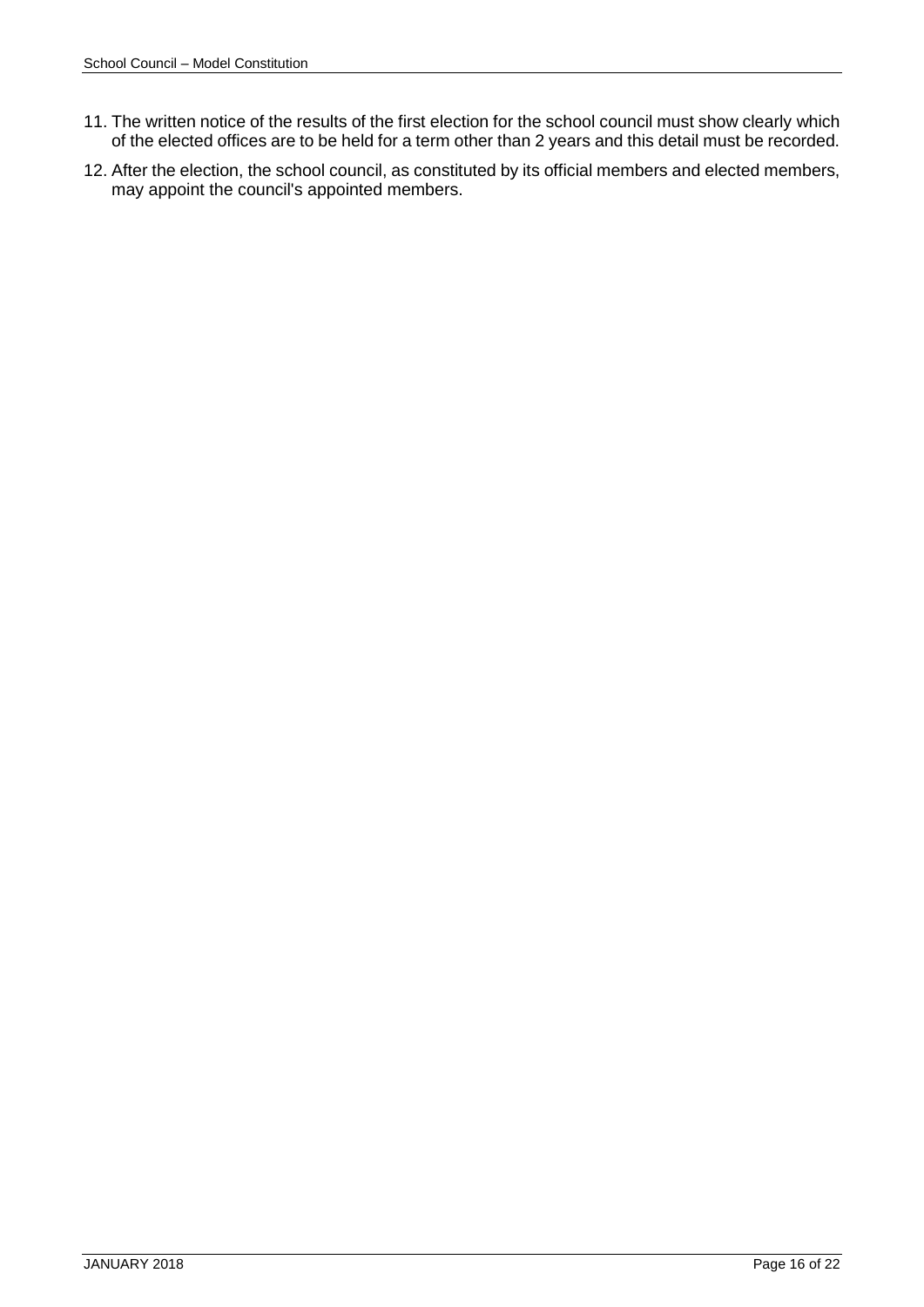11. The written notice of the results of the first election for the school council must show clearly which of the elected offices are to be held for a term other than 2 years and this detail must be recorded.
12. After the election, the school council, as constituted by its official members and elected members, may appoint the council's appointed members.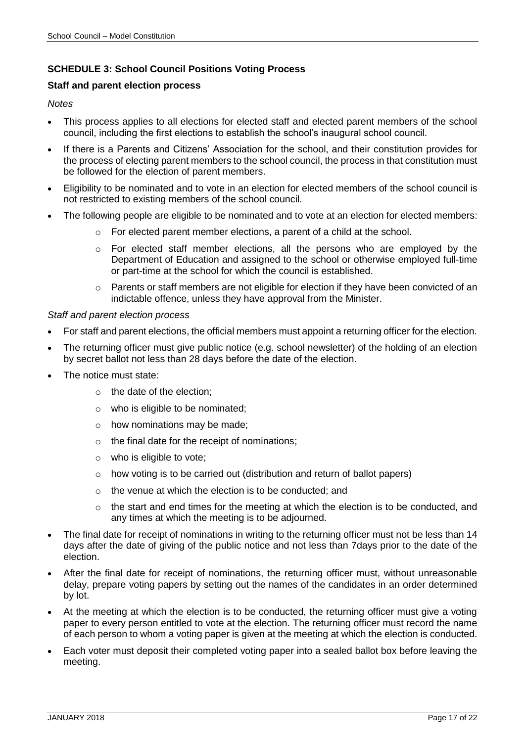**SCHEDULE 3: School Council Positions Voting Process**

**Staff and parent election process**

*Notes*

- This process applies to all elections for elected staff and elected parent members of the school council, including the first elections to establish the school's inaugural school council.
- If there is a Parents and Citizens' Association for the school, and their constitution provides for the process of electing parent members to the school council, the process in that constitution must be followed for the election of parent members.
- Eligibility to be nominated and to vote in an election for elected members of the school council is not restricted to existing members of the school council.
- The following people are eligible to be nominated and to vote at an election for elected members:
  - For elected parent member elections, a parent of a child at the school.
  - For elected staff member elections, all the persons who are employed by the Department of Education and assigned to the school or otherwise employed full-time or part-time at the school for which the council is established.
  - Parents or staff members are not eligible for election if they have been convicted of an indictable offence, unless they have approval from the Minister.

*Staff and parent election process*

- For staff and parent elections, the official members must appoint a returning officer for the election.
- The returning officer must give public notice (e.g. school newsletter) of the holding of an election by secret ballot not less than 28 days before the date of the election.
- The notice must state:
  - the date of the election;
  - who is eligible to be nominated;
  - how nominations may be made;
  - the final date for the receipt of nominations;
  - who is eligible to vote;
  - how voting is to be carried out (distribution and return of ballot papers)
  - the venue at which the election is to be conducted; and
  - the start and end times for the meeting at which the election is to be conducted, and any times at which the meeting is to be adjourned.
- The final date for receipt of nominations in writing to the returning officer must not be less than 14 days after the date of giving of the public notice and not less than 7days prior to the date of the election.
- After the final date for receipt of nominations, the returning officer must, without unreasonable delay, prepare voting papers by setting out the names of the candidates in an order determined by lot.
- At the meeting at which the election is to be conducted, the returning officer must give a voting paper to every person entitled to vote at the election. The returning officer must record the name of each person to whom a voting paper is given at the meeting at which the election is conducted.
- Each voter must deposit their completed voting paper into a sealed ballot box before leaving the meeting.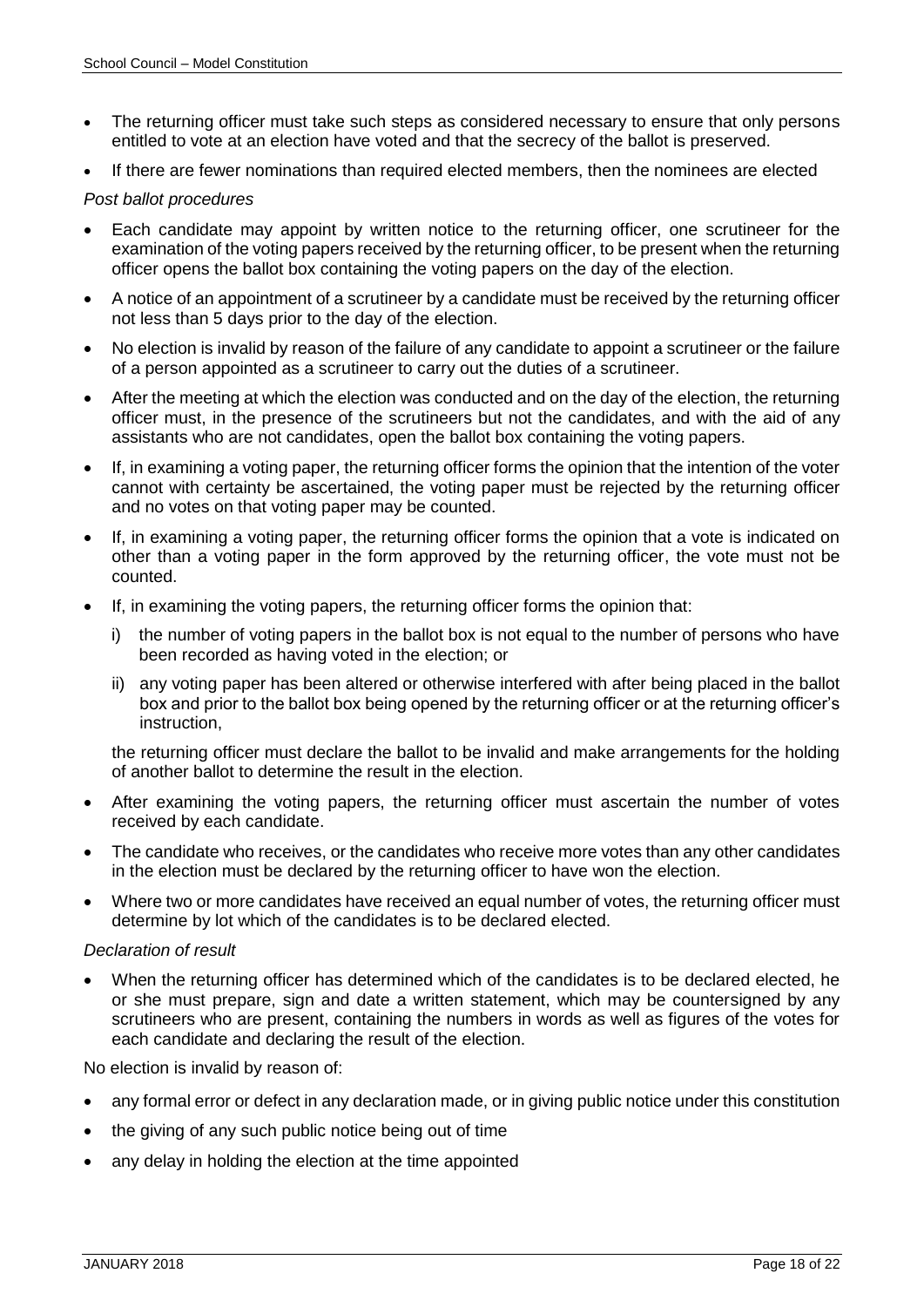- The returning officer must take such steps as considered necessary to ensure that only persons entitled to vote at an election have voted and that the secrecy of the ballot is preserved.
- If there are fewer nominations than required elected members, then the nominees are elected

*Post ballot procedures*

- Each candidate may appoint by written notice to the returning officer, one scrutineer for the examination of the voting papers received by the returning officer, to be present when the returning officer opens the ballot box containing the voting papers on the day of the election.
- A notice of an appointment of a scrutineer by a candidate must be received by the returning officer not less than 5 days prior to the day of the election.
- No election is invalid by reason of the failure of any candidate to appoint a scrutineer or the failure of a person appointed as a scrutineer to carry out the duties of a scrutineer.
- After the meeting at which the election was conducted and on the day of the election, the returning officer must, in the presence of the scrutineers but not the candidates, and with the aid of any assistants who are not candidates, open the ballot box containing the voting papers.
- If, in examining a voting paper, the returning officer forms the opinion that the intention of the voter cannot with certainty be ascertained, the voting paper must be rejected by the returning officer and no votes on that voting paper may be counted.
- If, in examining a voting paper, the returning officer forms the opinion that a vote is indicated on other than a voting paper in the form approved by the returning officer, the vote must not be counted.
- If, in examining the voting papers, the returning officer forms the opinion that:
  1) the number of voting papers in the ballot box is not equal to the number of persons who have been recorded as having voted in the election; or
  2) any voting paper has been altered or otherwise interfered with after being placed in the ballot box and prior to the ballot box being opened by the returning officer or at the returning officer's instruction,

  the returning officer must declare the ballot to be invalid and make arrangements for the holding of another ballot to determine the result in the election.
- After examining the voting papers, the returning officer must ascertain the number of votes received by each candidate.
- The candidate who receives, or the candidates who receive more votes than any other candidates in the election must be declared by the returning officer to have won the election.
- Where two or more candidates have received an equal number of votes, the returning officer must determine by lot which of the candidates is to be declared elected.

*Declaration of result*

- When the returning officer has determined which of the candidates is to be declared elected, he or she must prepare, sign and date a written statement, which may be countersigned by any scrutineers who are present, containing the numbers in words as well as figures of the votes for each candidate and declaring the result of the election.

No election is invalid by reason of:

- any formal error or defect in any declaration made, or in giving public notice under this constitution
- the giving of any such public notice being out of time
- any delay in holding the election at the time appointed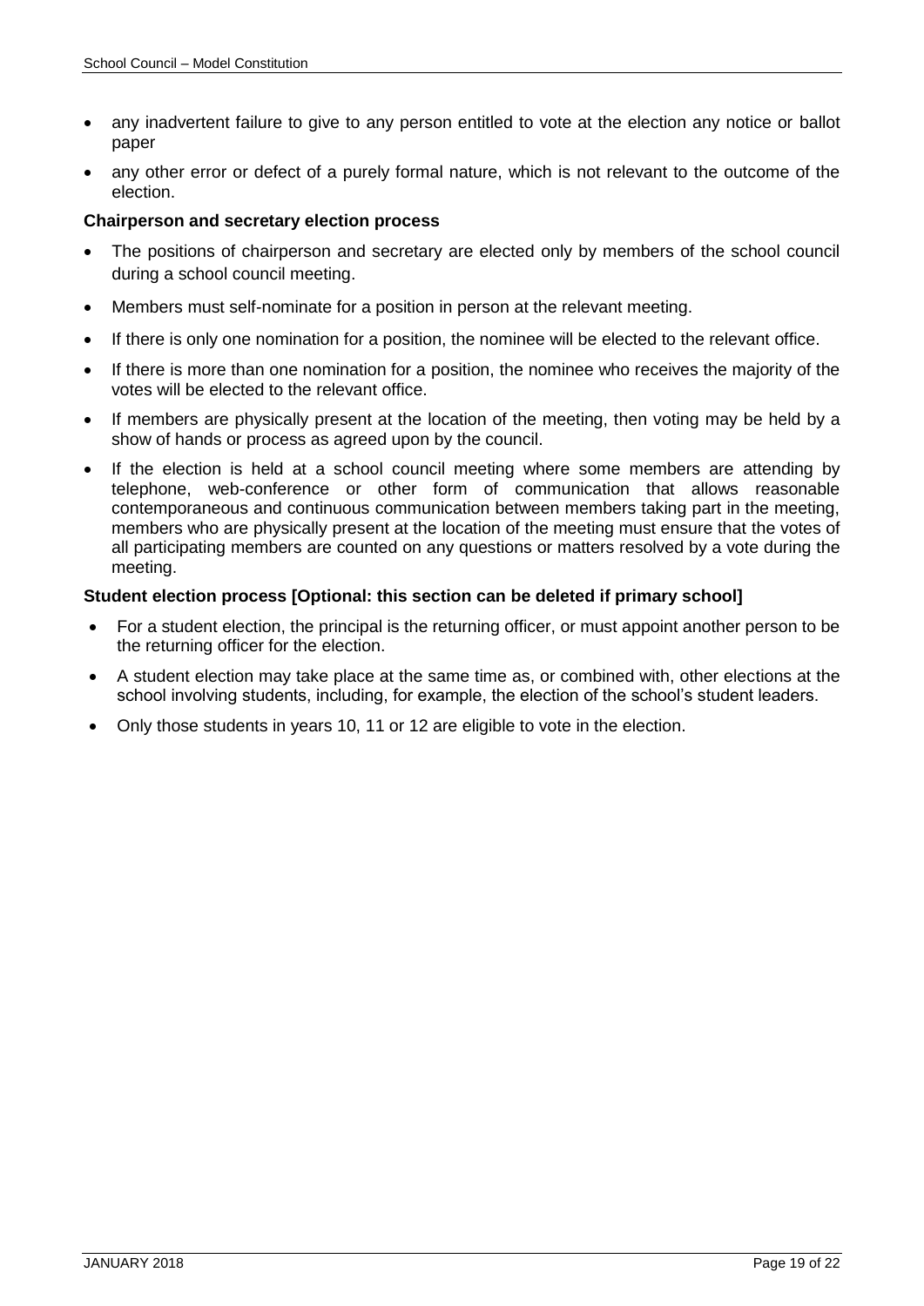- any inadvertent failure to give to any person entitled to vote at the election any notice or ballot paper
- any other error or defect of a purely formal nature, which is not relevant to the outcome of the election.

**Chairperson and secretary election process**

- The positions of chairperson and secretary are elected only by members of the school council during a school council meeting.
- Members must self-nominate for a position in person at the relevant meeting.
- If there is only one nomination for a position, the nominee will be elected to the relevant office.
- If there is more than one nomination for a position, the nominee who receives the majority of the votes will be elected to the relevant office.
- If members are physically present at the location of the meeting, then voting may be held by a show of hands or process as agreed upon by the council.
- If the election is held at a school council meeting where some members are attending by telephone, web-conference or other form of communication that allows reasonable contemporaneous and continuous communication between members taking part in the meeting, members who are physically present at the location of the meeting must ensure that the votes of all participating members are counted on any questions or matters resolved by a vote during the meeting.

**Student election process [Optional: this section can be deleted if primary school]**

- For a student election, the principal is the returning officer, or must appoint another person to be the returning officer for the election.
- A student election may take place at the same time as, or combined with, other elections at the school involving students, including, for example, the election of the school's student leaders.
- Only those students in years 10, 11 or 12 are eligible to vote in the election.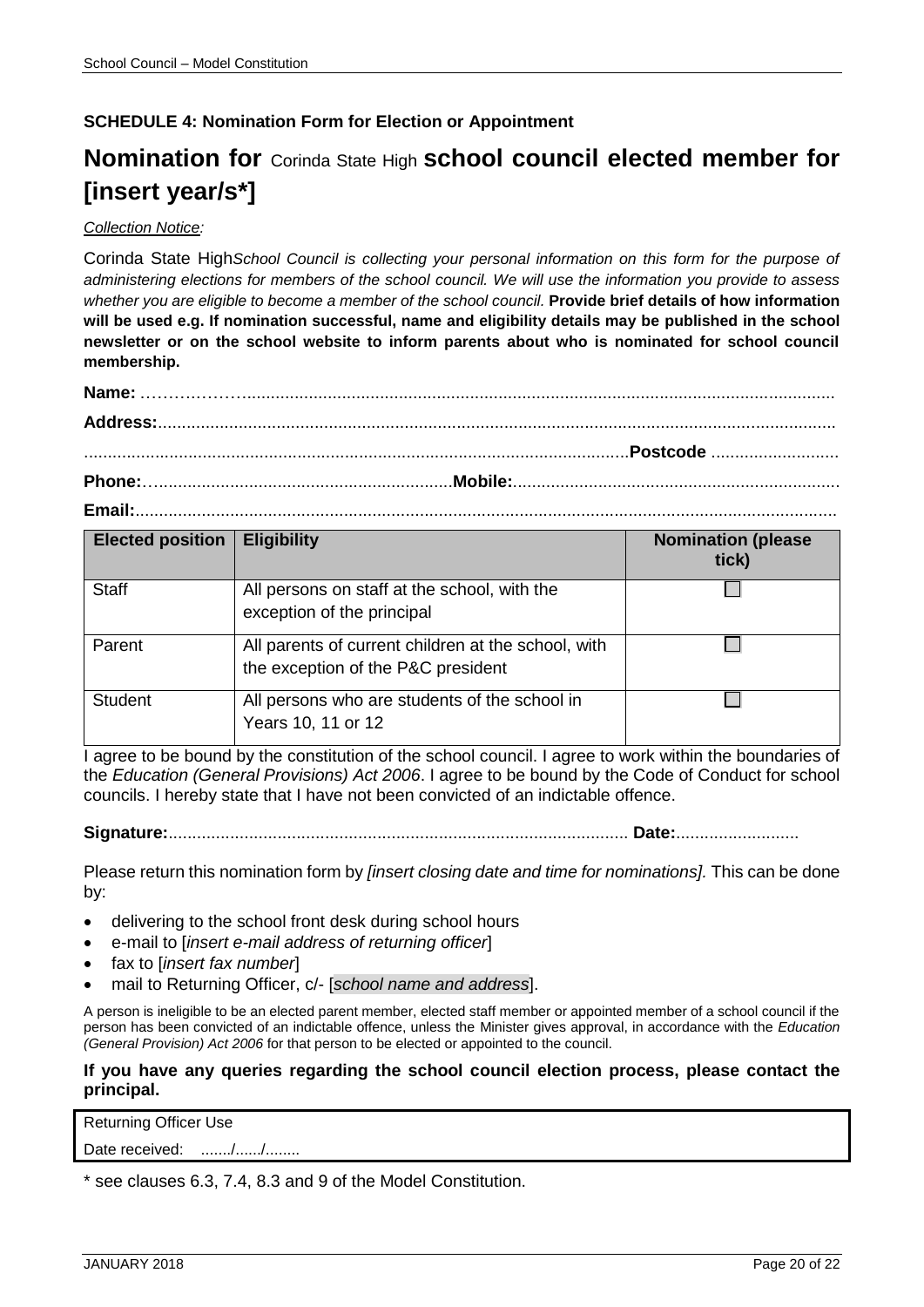**SCHEDULE 4: Nomination Form for Election or Appointment**

# Nomination for Corinda State High school council elected member for [insert year/s*]

*Collection Notice:*

Corinda State High*School Council is collecting your personal information on this form for the purpose of administering elections for members of the school council. We will use the information you provide to assess whether you are eligible to become a member of the school council.* **Provide brief details of how information will be used e.g. If nomination successful, name and eligibility details may be published in the school newsletter or on the school website to inform parents about who is nominated for school council membership.**

**Name:** ……………………………………………………………………………………………………

**Address:**……………………………………………………………………………………………………

……………………………………………………………………………………………… **Postcode** ……………………

**Phone:**……………………………………………… **Mobile:**……………………………………………………

**Email:**………………………………………………………………………………………………………

| Elected position | Eligibility | Nomination (please tick) |
|---|---|---|
| Staff | All persons on staff at the school, with the exception of the principal | ☐ |
| Parent | All parents of current children at the school, with the exception of the P&C president | ☐ |
| Student | All persons who are students of the school in Years 10, 11 or 12 | ☐ |

I agree to be bound by the constitution of the school council. I agree to work within the boundaries of the *Education (General Provisions) Act 2006*. I agree to be bound by the Code of Conduct for school councils. I hereby state that I have not been convicted of an indictable offence.

**Signature:**……………………………………………………………………………… **Date:**……………………

Please return this nomination form by *[insert closing date and time for nominations]*. This can be done by:

- delivering to the school front desk during school hours
- e-mail to [*insert e-mail address of returning officer*]
- fax to [*insert fax number*]
- mail to Returning Officer, c/- [*school name and address*].

A person is ineligible to be an elected parent member, elected staff member or appointed member of a school council if the person has been convicted of an indictable offence, unless the Minister gives approval, in accordance with the *Education (General Provision) Act 2006* for that person to be elected or appointed to the council.

**If you have any queries regarding the school council election process, please contact the principal.**

| Returning Officer Use |
|---|
| Date received: ……./……/…….. |

\* see clauses 6.3, 7.4, 8.3 and 9 of the Model Constitution.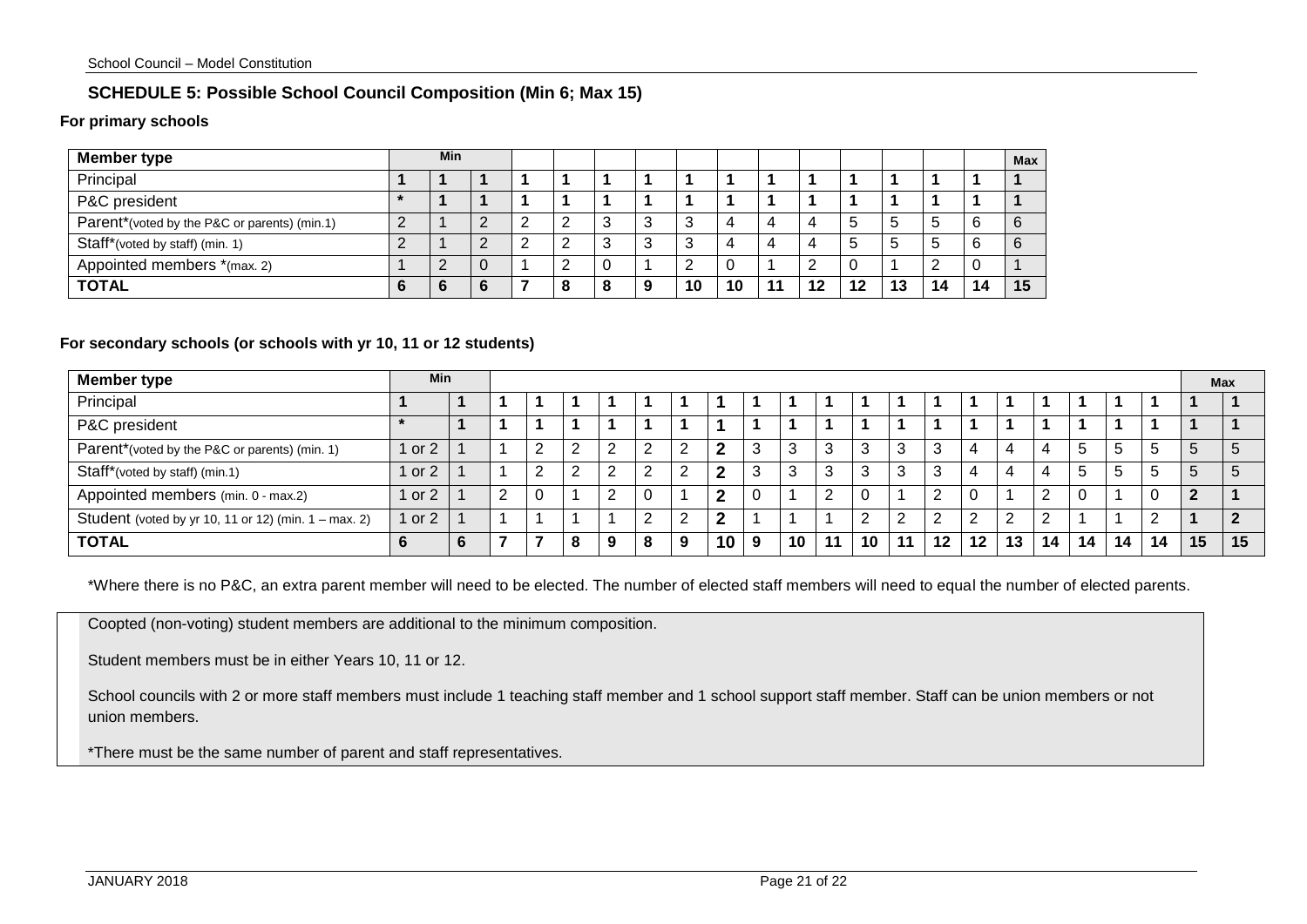## SCHEDULE 5: Possible School Council Composition (Min 6; Max 15)

**For primary schools**

| Member type | Min | | | | | | | | | | | | | | Max |
|---|---|---|---|---|---|---|---|---|---|---|---|---|---|---|---|
| Principal | 1 | 1 | 1 | 1 | 1 | 1 | 1 | 1 | 1 | 1 | 1 | 1 | 1 | 1 | 1 | 1 |
| P&C president | * | 1 | 1 | 1 | 1 | 1 | 1 | 1 | 1 | 1 | 1 | 1 | 1 | 1 | 1 | 1 |
| Parent*(voted by the P&C or parents) (min.1) | 2 | 1 | 2 | 2 | 2 | 3 | 3 | 3 | 4 | 4 | 4 | 5 | 5 | 5 | 6 | 6 |
| Staff*(voted by staff) (min. 1) | 2 | 1 | 2 | 2 | 2 | 3 | 3 | 3 | 4 | 4 | 4 | 5 | 5 | 5 | 6 | 6 |
| Appointed members *(max. 2) | 1 | 2 | 0 | 1 | 2 | 0 | 1 | 2 | 0 | 1 | 2 | 0 | 1 | 2 | 0 | 1 |
| **TOTAL** | **6** | **6** | **6** | **7** | **8** | **8** | **9** | **10** | **10** | **11** | **12** | **12** | **13** | **14** | **14** | **15** |

**For secondary schools (or schools with yr 10, 11 or 12 students)**

| Member type | Min | | | | | | | | | | | | | | | | | | | | | | | Max | |
|---|---|---|---|---|---|---|---|---|---|---|---|---|---|---|---|---|---|---|---|---|---|---|---|---|---|
| Principal | 1 | 1 | 1 | 1 | 1 | 1 | 1 | 1 | 1 | 1 | 1 | 1 | 1 | 1 | 1 | 1 | 1 | 1 | 1 | 1 | 1 | 1 | 1 | 1 |
| P&C president | * | 1 | 1 | 1 | 1 | 1 | 1 | 1 | 1 | 1 | 1 | 1 | 1 | 1 | 1 | 1 | 1 | 1 | 1 | 1 | 1 | 1 | 1 | 1 |
| Parent*(voted by the P&C or parents) (min. 1) | 1 or 2 | 1 | 1 | 2 | 2 | 2 | 2 | 2 | 2 | 3 | 3 | 3 | 3 | 3 | 3 | 4 | 4 | 4 | 5 | 5 | 5 | 5 | 5 |
| Staff*(voted by staff) (min.1) | 1 or 2 | 1 | 1 | 2 | 2 | 2 | 2 | 2 | 2 | 3 | 3 | 3 | 3 | 3 | 3 | 4 | 4 | 4 | 5 | 5 | 5 | 5 | 5 |
| Appointed members (min. 0 - max.2) | 1 or 2 | 1 | 2 | 0 | 1 | 2 | 0 | 1 | 2 | 0 | 1 | 2 | 0 | 1 | 2 | 0 | 1 | 2 | 0 | 1 | 0 | 2 | 1 |
| Student (voted by yr 10, 11 or 12) (min. 1 – max. 2) | 1 or 2 | 1 | 1 | 1 | 1 | 1 | 2 | 2 | 2 | 1 | 1 | 1 | 2 | 2 | 2 | 2 | 2 | 2 | 1 | 1 | 2 | 1 | 2 |
| **TOTAL** | **6** | **6** | **7** | **7** | **8** | **9** | **8** | **9** | **10** | **9** | **10** | **11** | **10** | **11** | **12** | **12** | **13** | **14** | **14** | **14** | **14** | **15** | **15** |

*Where there is no P&C, an extra parent member will need to be elected. The number of elected staff members will need to equal the number of elected parents.

Coopted (non-voting) student members are additional to the minimum composition.

Student members must be in either Years 10, 11 or 12.

School councils with 2 or more staff members must include 1 teaching staff member and 1 school support staff member. Staff can be union members or not union members.

*There must be the same number of parent and staff representatives.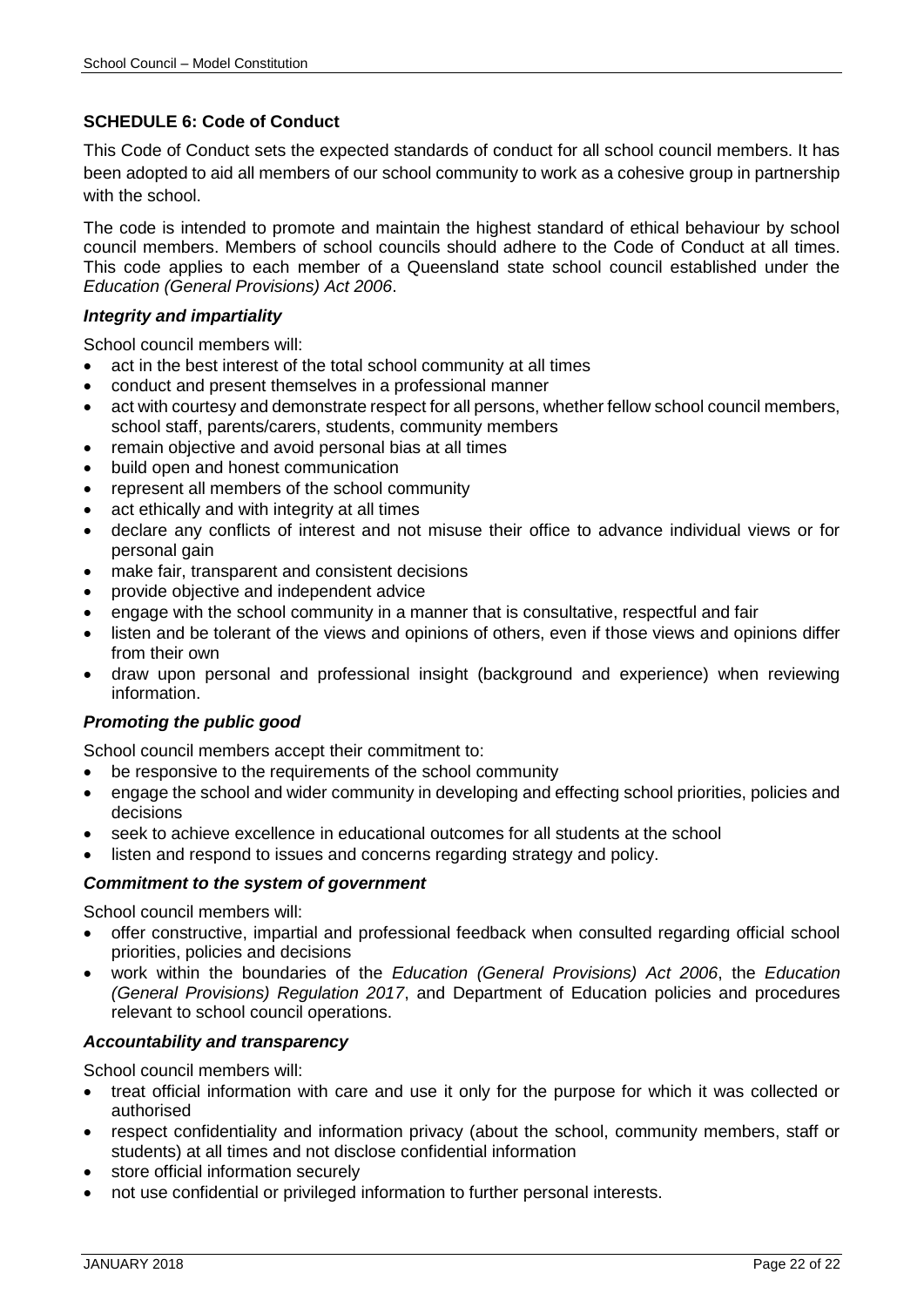## SCHEDULE 6: Code of Conduct

This Code of Conduct sets the expected standards of conduct for all school council members. It has been adopted to aid all members of our school community to work as a cohesive group in partnership with the school.

The code is intended to promote and maintain the highest standard of ethical behaviour by school council members. Members of school councils should adhere to the Code of Conduct at all times. This code applies to each member of a Queensland state school council established under the *Education (General Provisions) Act 2006*.

### *Integrity and impartiality*

School council members will:

- act in the best interest of the total school community at all times
- conduct and present themselves in a professional manner
- act with courtesy and demonstrate respect for all persons, whether fellow school council members, school staff, parents/carers, students, community members
- remain objective and avoid personal bias at all times
- build open and honest communication
- represent all members of the school community
- act ethically and with integrity at all times
- declare any conflicts of interest and not misuse their office to advance individual views or for personal gain
- make fair, transparent and consistent decisions
- provide objective and independent advice
- engage with the school community in a manner that is consultative, respectful and fair
- listen and be tolerant of the views and opinions of others, even if those views and opinions differ from their own
- draw upon personal and professional insight (background and experience) when reviewing information.

### *Promoting the public good*

School council members accept their commitment to:

- be responsive to the requirements of the school community
- engage the school and wider community in developing and effecting school priorities, policies and decisions
- seek to achieve excellence in educational outcomes for all students at the school
- listen and respond to issues and concerns regarding strategy and policy.

### *Commitment to the system of government*

School council members will:

- offer constructive, impartial and professional feedback when consulted regarding official school priorities, policies and decisions
- work within the boundaries of the *Education (General Provisions) Act 2006*, the *Education (General Provisions) Regulation 2017*, and Department of Education policies and procedures relevant to school council operations.

### *Accountability and transparency*

School council members will:

- treat official information with care and use it only for the purpose for which it was collected or authorised
- respect confidentiality and information privacy (about the school, community members, staff or students) at all times and not disclose confidential information
- store official information securely
- not use confidential or privileged information to further personal interests.